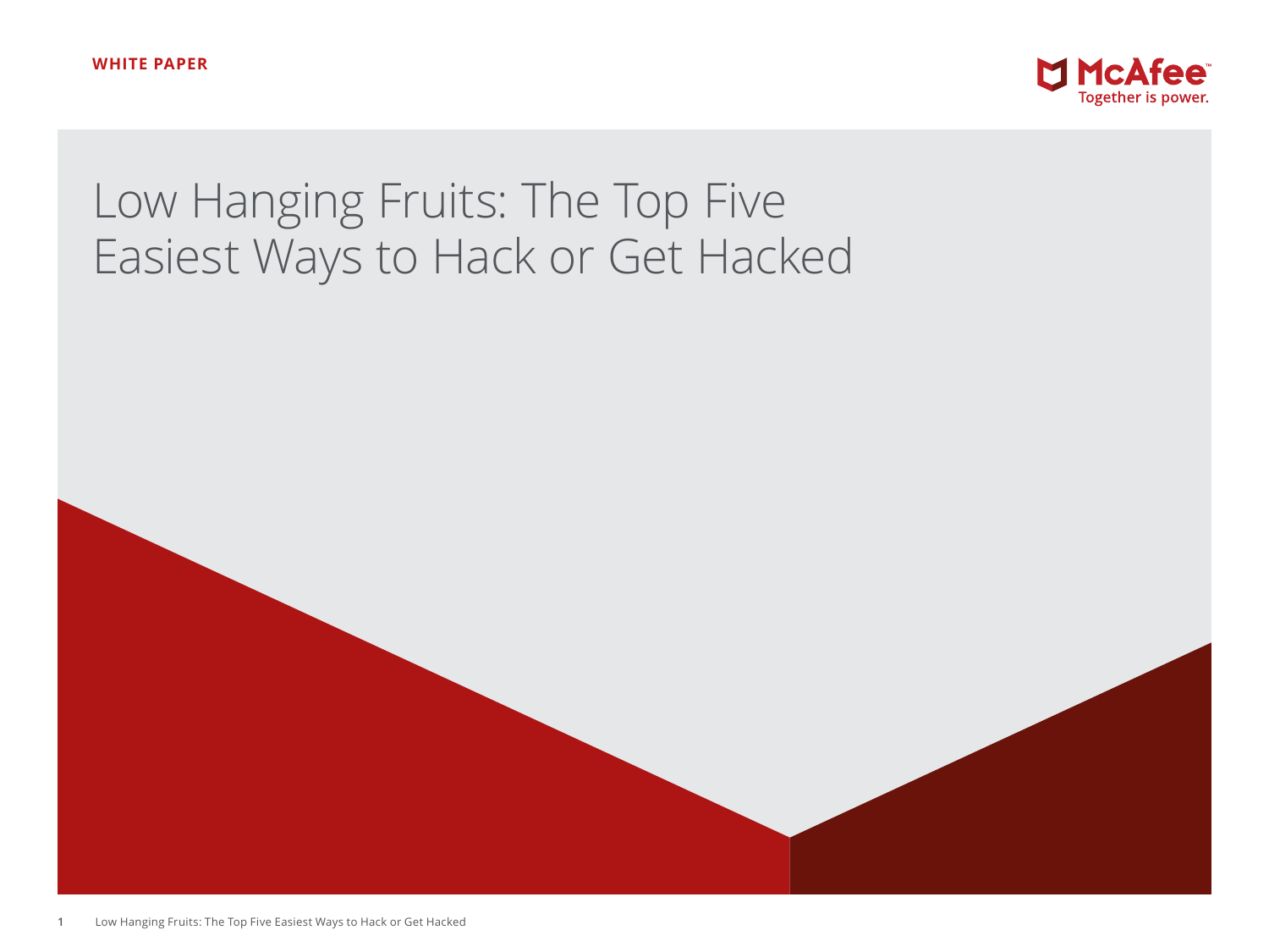WHITE PAPER

McAfee
Together is power.

# Low Hanging Fruits: The Top Five Easiest Ways to Hack or Get Hacked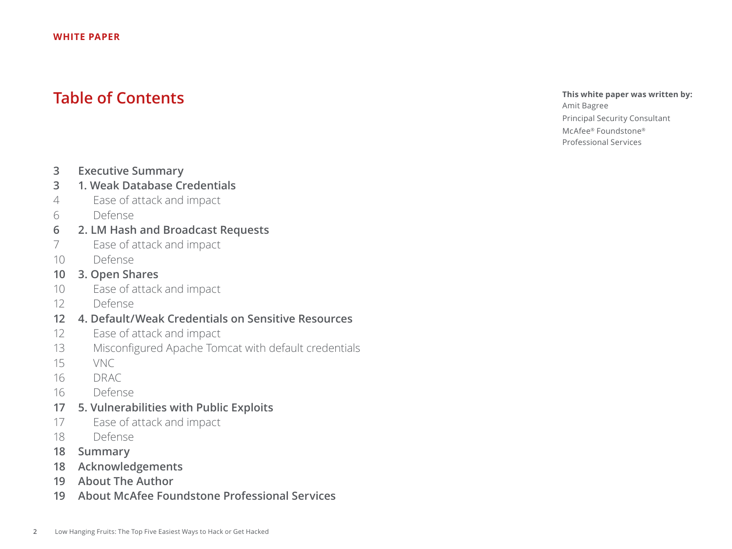WHITE PAPER

# Table of Contents

**This white paper was written by:**
Amit Bagree
Principal Security Consultant
McAfee® Foundstone®
Professional Services

- **3 Executive Summary**
- **3 1. Weak Database Credentials**
  - 4 Ease of attack and impact
  - 6 Defense
- **6 2. LM Hash and Broadcast Requests**
  - 7 Ease of attack and impact
  - 10 Defense
- **10 3. Open Shares**
  - 10 Ease of attack and impact
  - 12 Defense
- **12 4. Default/Weak Credentials on Sensitive Resources**
  - 12 Ease of attack and impact
  - 13 Misconfigured Apache Tomcat with default credentials
  - 15 VNC
  - 16 DRAC
  - 16 Defense
- **17 5. Vulnerabilities with Public Exploits**
  - 17 Ease of attack and impact
  - 18 Defense
- **18 Summary**
- **18 Acknowledgements**
- **19 About The Author**
- **19 About McAfee Foundstone Professional Services**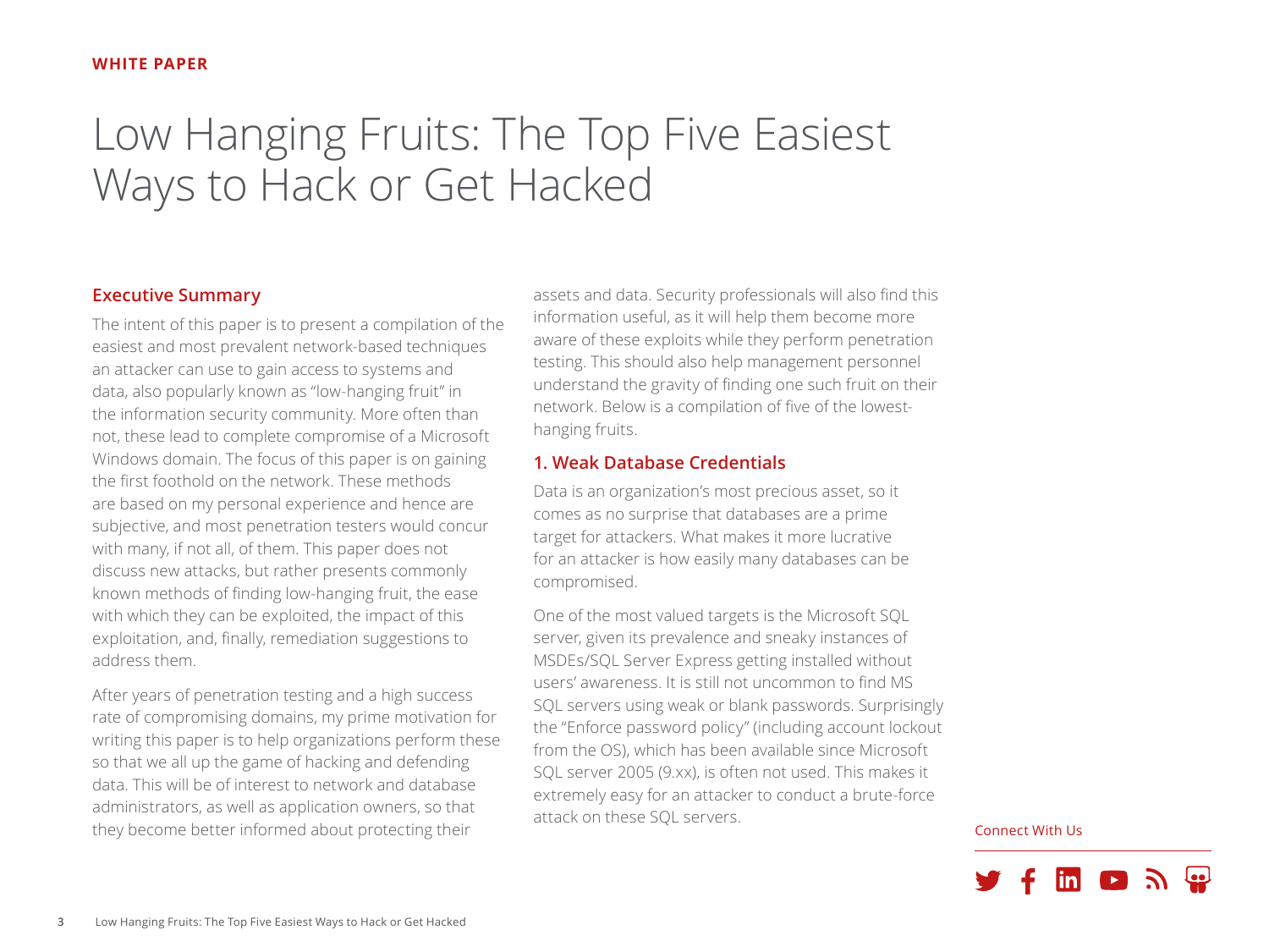WHITE PAPER

# Low Hanging Fruits: The Top Five Easiest Ways to Hack or Get Hacked

## Executive Summary

The intent of this paper is to present a compilation of the easiest and most prevalent network-based techniques an attacker can use to gain access to systems and data, also popularly known as "low-hanging fruit" in the information security community. More often than not, these lead to complete compromise of a Microsoft Windows domain. The focus of this paper is on gaining the first foothold on the network. These methods are based on my personal experience and hence are subjective, and most penetration testers would concur with many, if not all, of them. This paper does not discuss new attacks, but rather presents commonly known methods of finding low-hanging fruit, the ease with which they can be exploited, the impact of this exploitation, and, finally, remediation suggestions to address them.

After years of penetration testing and a high success rate of compromising domains, my prime motivation for writing this paper is to help organizations perform these so that we all up the game of hacking and defending data. This will be of interest to network and database administrators, as well as application owners, so that they become better informed about protecting their assets and data. Security professionals will also find this information useful, as it will help them become more aware of these exploits while they perform penetration testing. This should also help management personnel understand the gravity of finding one such fruit on their network. Below is a compilation of five of the lowest-hanging fruits.

## 1. Weak Database Credentials

Data is an organization's most precious asset, so it comes as no surprise that databases are a prime target for attackers. What makes it more lucrative for an attacker is how easily many databases can be compromised.

One of the most valued targets is the Microsoft SQL server, given its prevalence and sneaky instances of MSDEs/SQL Server Express getting installed without users' awareness. It is still not uncommon to find MS SQL servers using weak or blank passwords. Surprisingly the "Enforce password policy" (including account lockout from the OS), which has been available since Microsoft SQL server 2005 (9.xx), is often not used. This makes it extremely easy for an attacker to conduct a brute-force attack on these SQL servers.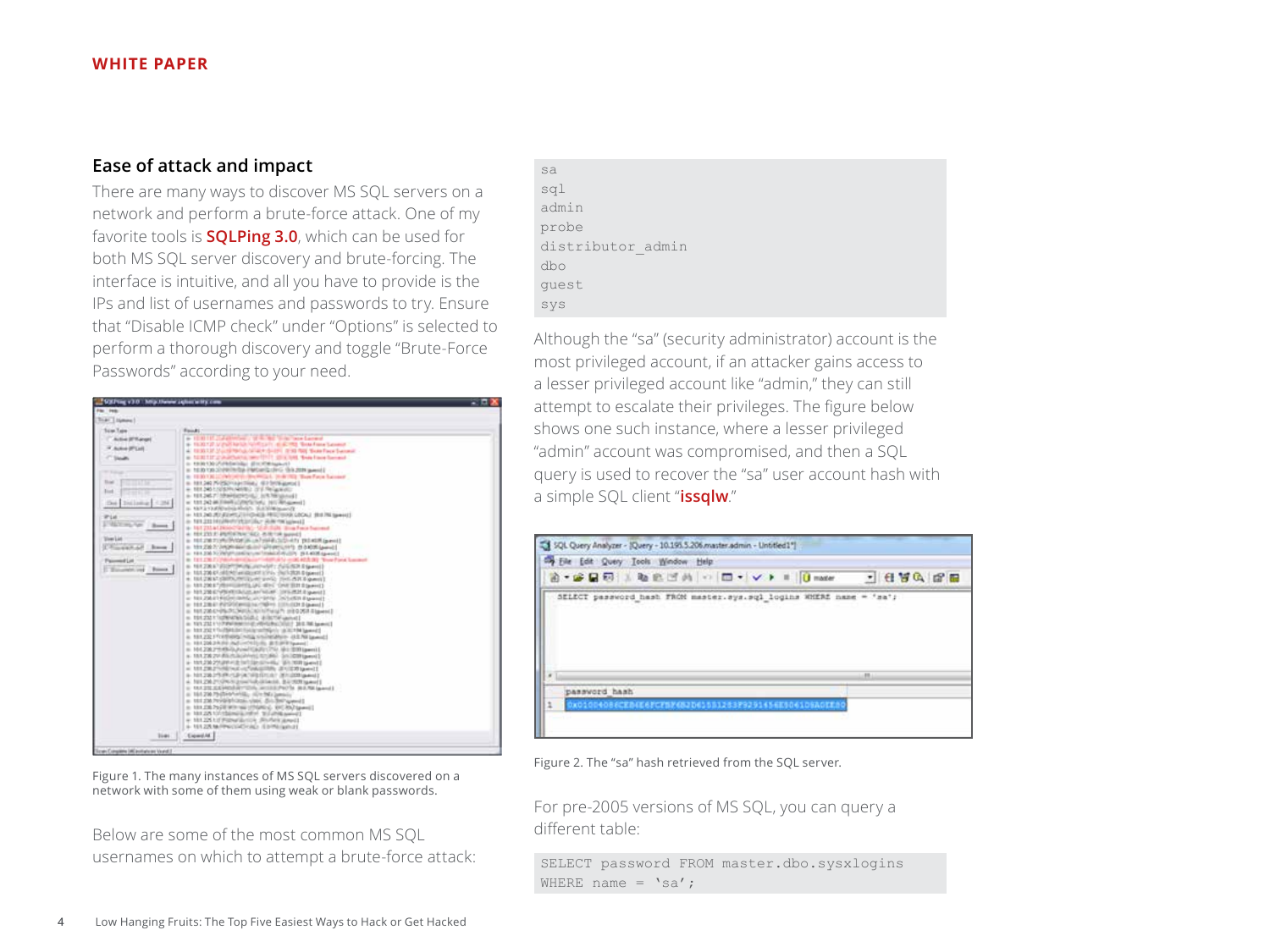## Ease of attack and impact

There are many ways to discover MS SQL servers on a network and perform a brute-force attack. One of my favorite tools is **SQLPing 3.0**, which can be used for both MS SQL server discovery and brute-forcing. The interface is intuitive, and all you have to provide is the IPs and list of usernames and passwords to try. Ensure that "Disable ICMP check" under "Options" is selected to perform a thorough discovery and toggle "Brute-Force Passwords" according to your need.

Figure 1. The many instances of MS SQL servers discovered on a network with some of them using weak or blank passwords.

Below are some of the most common MS SQL usernames on which to attempt a brute-force attack:

```
sa
sql
admin
probe
distributor_admin
dbo
guest
sys
```

Although the "sa" (security administrator) account is the most privileged account, if an attacker gains access to a lesser privileged account like "admin," they can still attempt to escalate their privileges. The figure below shows one such instance, where a lesser privileged "admin" account was compromised, and then a SQL query is used to recover the "sa" user account hash with a simple SQL client "**issqlw**."

Figure 2. The "sa" hash retrieved from the SQL server.

For pre-2005 versions of MS SQL, you can query a different table:

```
SELECT password FROM master.dbo.sysxlogins
WHERE name = 'sa';
```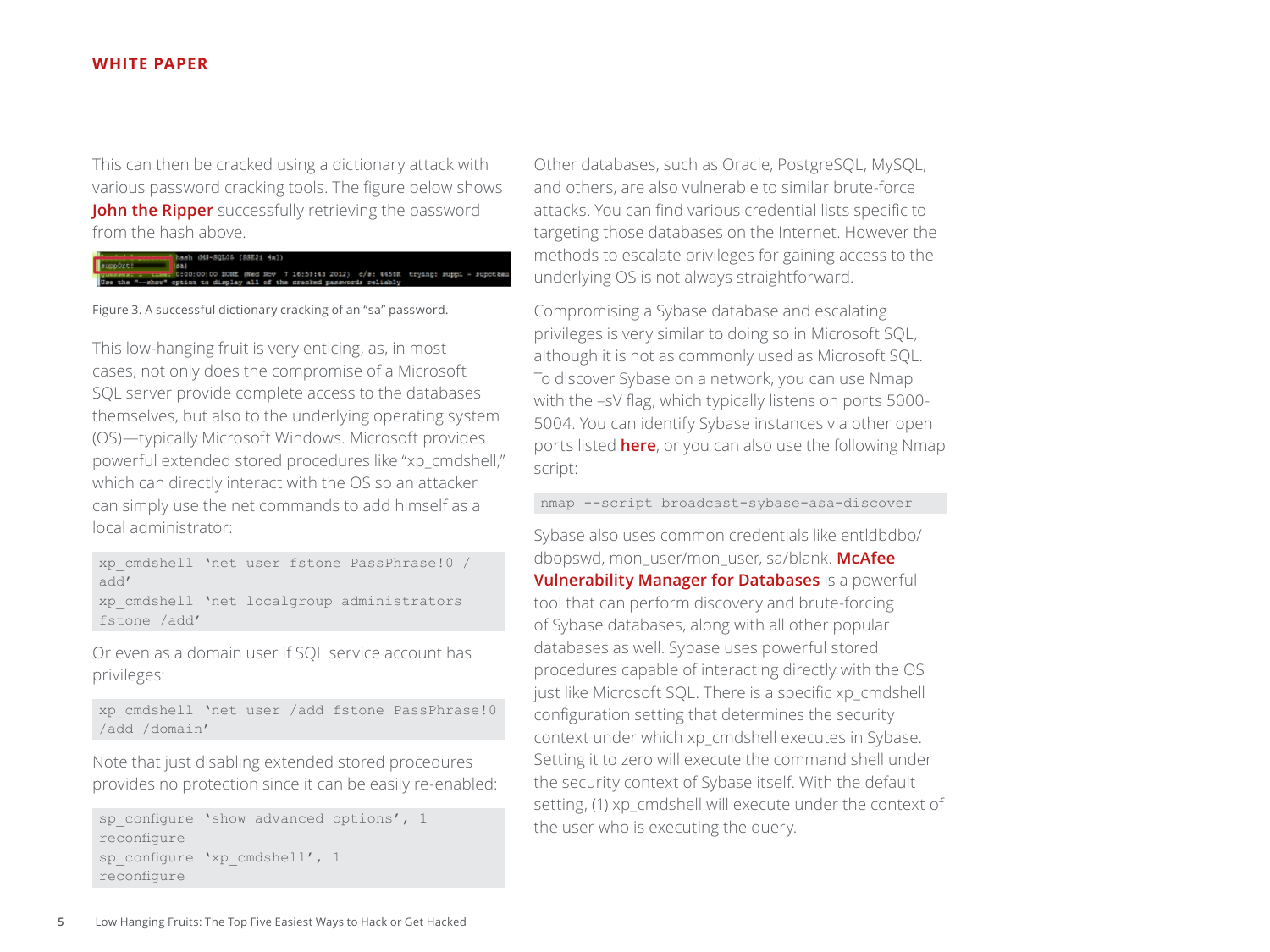This can then be cracked using a dictionary attack with various password cracking tools. The figure below shows **John the Ripper** successfully retrieving the password from the hash above.

Figure 3. A successful dictionary cracking of an "sa" password.

This low-hanging fruit is very enticing, as, in most cases, not only does the compromise of a Microsoft SQL server provide complete access to the databases themselves, but also to the underlying operating system (OS)—typically Microsoft Windows. Microsoft provides powerful extended stored procedures like "xp_cmdshell," which can directly interact with the OS so an attacker can simply use the net commands to add himself as a local administrator:

```
xp_cmdshell 'net user fstone PassPhrase!0 /
add'
xp_cmdshell 'net localgroup administrators
fstone /add'
```

Or even as a domain user if SQL service account has privileges:

```
xp_cmdshell 'net user /add fstone PassPhrase!0
/add /domain'
```

Note that just disabling extended stored procedures provides no protection since it can be easily re-enabled:

```
sp_configure 'show advanced options', 1
reconfigure
sp_configure 'xp_cmdshell', 1
reconfigure
```

Other databases, such as Oracle, PostgreSQL, MySQL, and others, are also vulnerable to similar brute-force attacks. You can find various credential lists specific to targeting those databases on the Internet. However the methods to escalate privileges for gaining access to the underlying OS is not always straightforward.

Compromising a Sybase database and escalating privileges is very similar to doing so in Microsoft SQL, although it is not as commonly used as Microsoft SQL. To discover Sybase on a network, you can use Nmap with the –sV flag, which typically listens on ports 5000-5004. You can identify Sybase instances via other open ports listed **here**, or you can also use the following Nmap script:

```
nmap --script broadcast-sybase-asa-discover
```

Sybase also uses common credentials like entldbdbo/dbopswd, mon_user/mon_user, sa/blank. **McAfee Vulnerability Manager for Databases** is a powerful tool that can perform discovery and brute-forcing of Sybase databases, along with all other popular databases as well. Sybase uses powerful stored procedures capable of interacting directly with the OS just like Microsoft SQL. There is a specific xp_cmdshell configuration setting that determines the security context under which xp_cmdshell executes in Sybase. Setting it to zero will execute the command shell under the security context of Sybase itself. With the default setting, (1) xp_cmdshell will execute under the context of the user who is executing the query.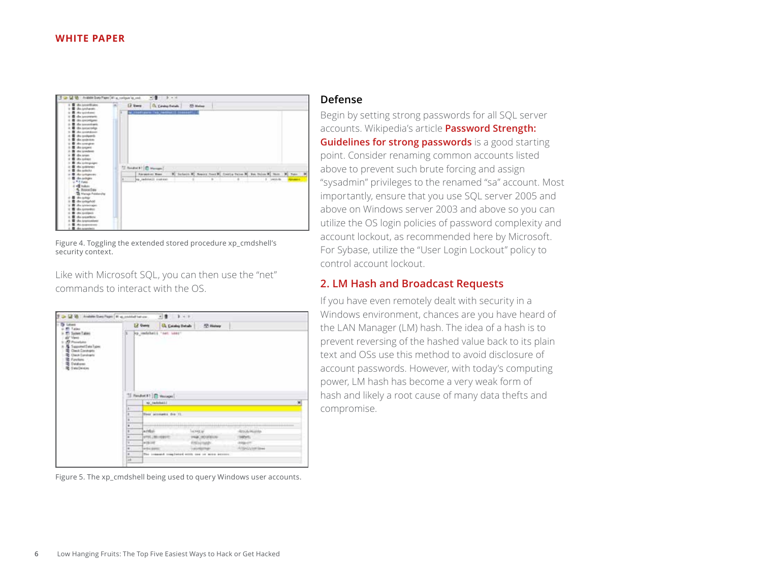Figure 4. Toggling the extended stored procedure xp_cmdshell's security context.

Like with Microsoft SQL, you can then use the "net" commands to interact with the OS.

Figure 5. The xp_cmdshell being used to query Windows user accounts.

### Defense

Begin by setting strong passwords for all SQL server accounts. Wikipedia's article **Password Strength: Guidelines for strong passwords** is a good starting point. Consider renaming common accounts listed above to prevent such brute forcing and assign "sysadmin" privileges to the renamed "sa" account. Most importantly, ensure that you use SQL server 2005 and above on Windows server 2003 and above so you can utilize the OS login policies of password complexity and account lockout, as recommended here by Microsoft. For Sybase, utilize the "User Login Lockout" policy to control account lockout.

## 2. LM Hash and Broadcast Requests

If you have even remotely dealt with security in a Windows environment, chances are you have heard of the LAN Manager (LM) hash. The idea of a hash is to prevent reversing of the hashed value back to its plain text and OSs use this method to avoid disclosure of account passwords. However, with today's computing power, LM hash has become a very weak form of hash and likely a root cause of many data thefts and compromise.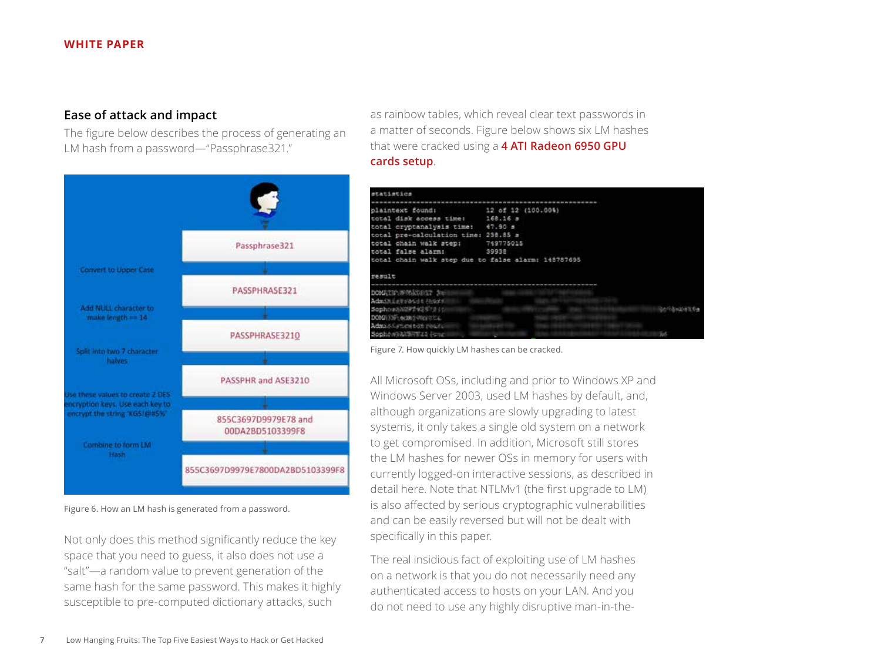## Ease of attack and impact

The figure below describes the process of generating an LM hash from a password—"Passphrase321."

Figure 6. How an LM hash is generated from a password.

Not only does this method significantly reduce the key space that you need to guess, it also does not use a "salt"—a random value to prevent generation of the same hash for the same password. This makes it highly susceptible to pre-computed dictionary attacks, such as rainbow tables, which reveal clear text passwords in a matter of seconds. Figure below shows six LM hashes that were cracked using a **4 ATI Radeon 6950 GPU cards setup**.

Figure 7. How quickly LM hashes can be cracked.

All Microsoft OSs, including and prior to Windows XP and Windows Server 2003, used LM hashes by default, and, although organizations are slowly upgrading to latest systems, it only takes a single old system on a network to get compromised. In addition, Microsoft still stores the LM hashes for newer OSs in memory for users with currently logged-on interactive sessions, as described in detail here. Note that NTLMv1 (the first upgrade to LM) is also affected by serious cryptographic vulnerabilities and can be easily reversed but will not be dealt with specifically in this paper.

The real insidious fact of exploiting use of LM hashes on a network is that you do not necessarily need any authenticated access to hosts on your LAN. And you do not need to use any highly disruptive man-in-the-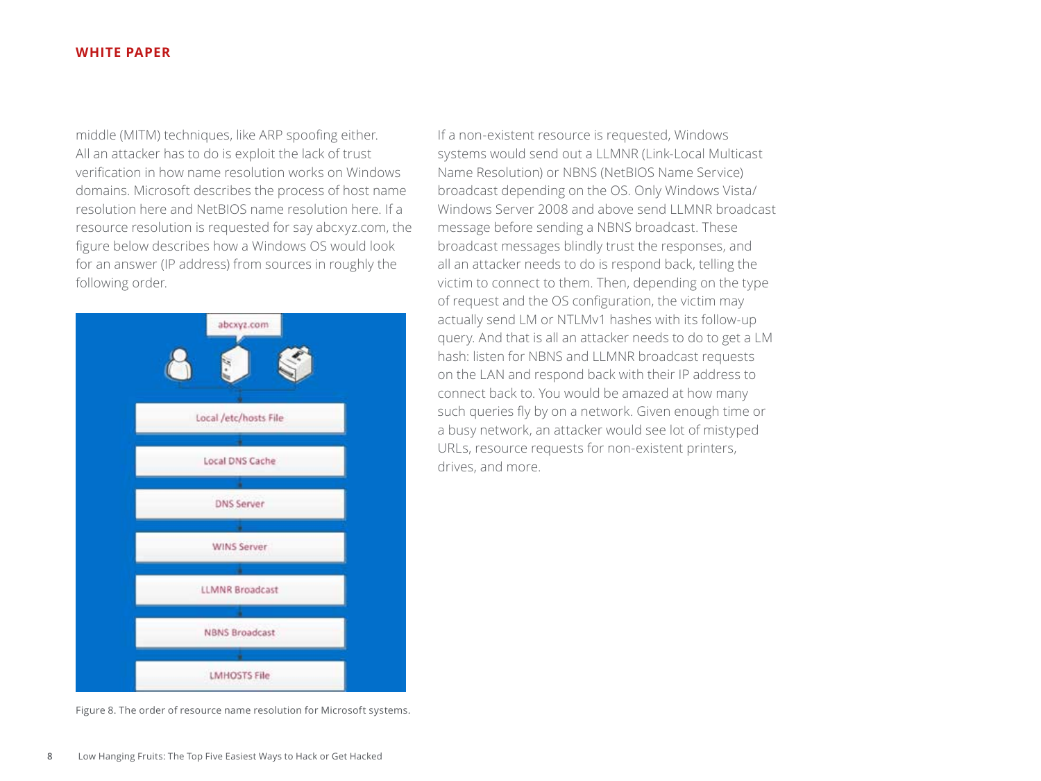middle (MITM) techniques, like ARP spoofing either. All an attacker has to do is exploit the lack of trust verification in how name resolution works on Windows domains. Microsoft describes the process of host name resolution here and NetBIOS name resolution here. If a resource resolution is requested for say abcxyz.com, the figure below describes how a Windows OS would look for an answer (IP address) from sources in roughly the following order.

abcxyz.com

Local /etc/hosts File

Local DNS Cache

DNS Server

WINS Server

LLMNR Broadcast

NBNS Broadcast

LMHOSTS File

Figure 8. The order of resource name resolution for Microsoft systems.

If a non-existent resource is requested, Windows systems would send out a LLMNR (Link-Local Multicast Name Resolution) or NBNS (NetBIOS Name Service) broadcast depending on the OS. Only Windows Vista/ Windows Server 2008 and above send LLMNR broadcast message before sending a NBNS broadcast. These broadcast messages blindly trust the responses, and all an attacker needs to do is respond back, telling the victim to connect to them. Then, depending on the type of request and the OS configuration, the victim may actually send LM or NTLMv1 hashes with its follow-up query. And that is all an attacker needs to do to get a LM hash: listen for NBNS and LLMNR broadcast requests on the LAN and respond back with their IP address to connect back to. You would be amazed at how many such queries fly by on a network. Given enough time or a busy network, an attacker would see lot of mistyped URLs, resource requests for non-existent printers, drives, and more.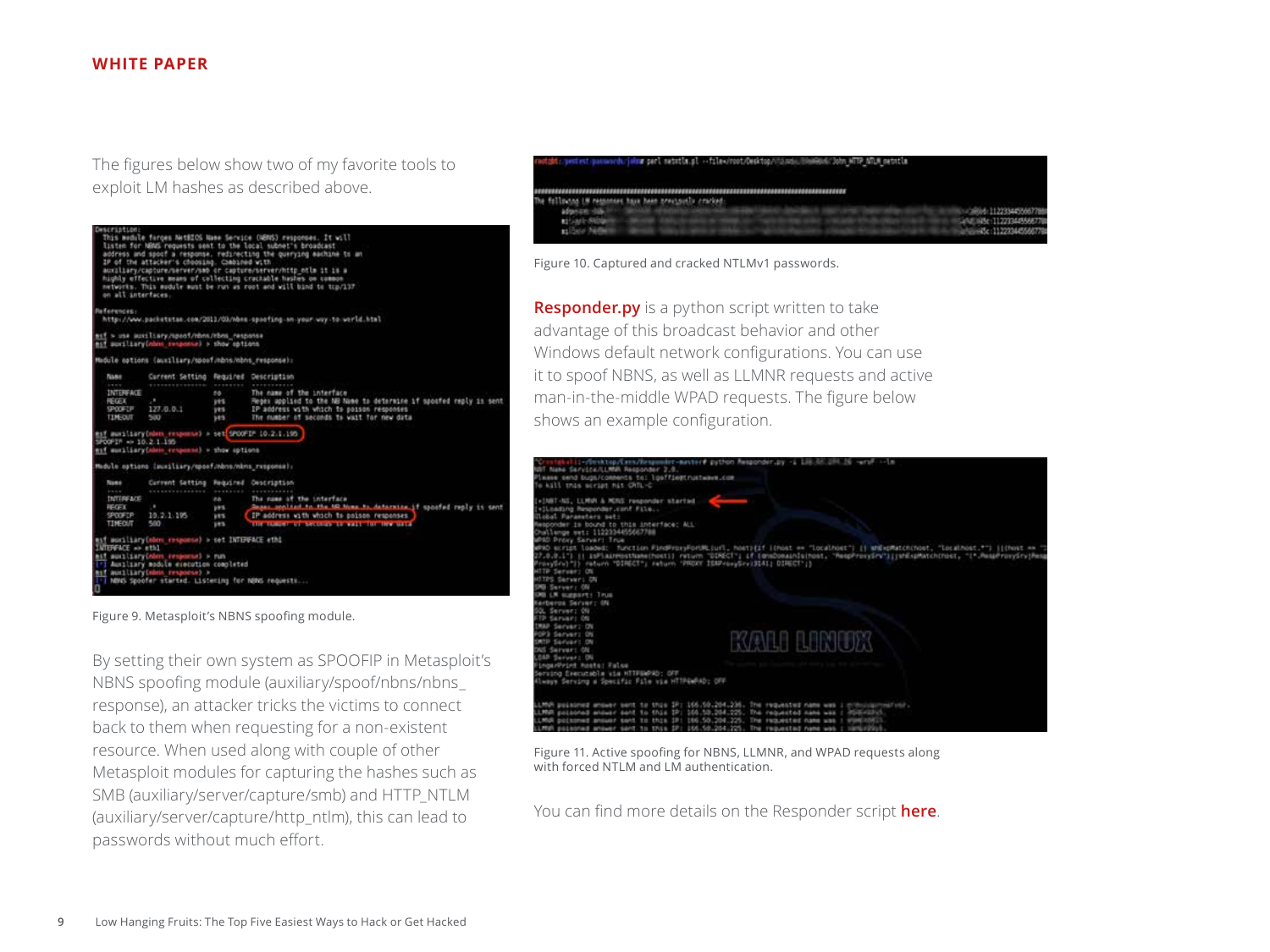The figures below show two of my favorite tools to exploit LM hashes as described above.

Figure 9. Metasploit's NBNS spoofing module.

By setting their own system as SPOOFIP in Metasploit's NBNS spoofing module (auxiliary/spoof/nbns/nbns_response), an attacker tricks the victims to connect back to them when requesting for a non-existent resource. When used along with couple of other Metasploit modules for capturing the hashes such as SMB (auxiliary/server/capture/smb) and HTTP_NTLM (auxiliary/server/capture/http_ntlm), this can lead to passwords without much effort.

Figure 10. Captured and cracked NTLMv1 passwords.

**Responder.py** is a python script written to take advantage of this broadcast behavior and other Windows default network configurations. You can use it to spoof NBNS, as well as LLMNR requests and active man-in-the-middle WPAD requests. The figure below shows an example configuration.

Figure 11. Active spoofing for NBNS, LLMNR, and WPAD requests along with forced NTLM and LM authentication.

You can find more details on the Responder script **here**.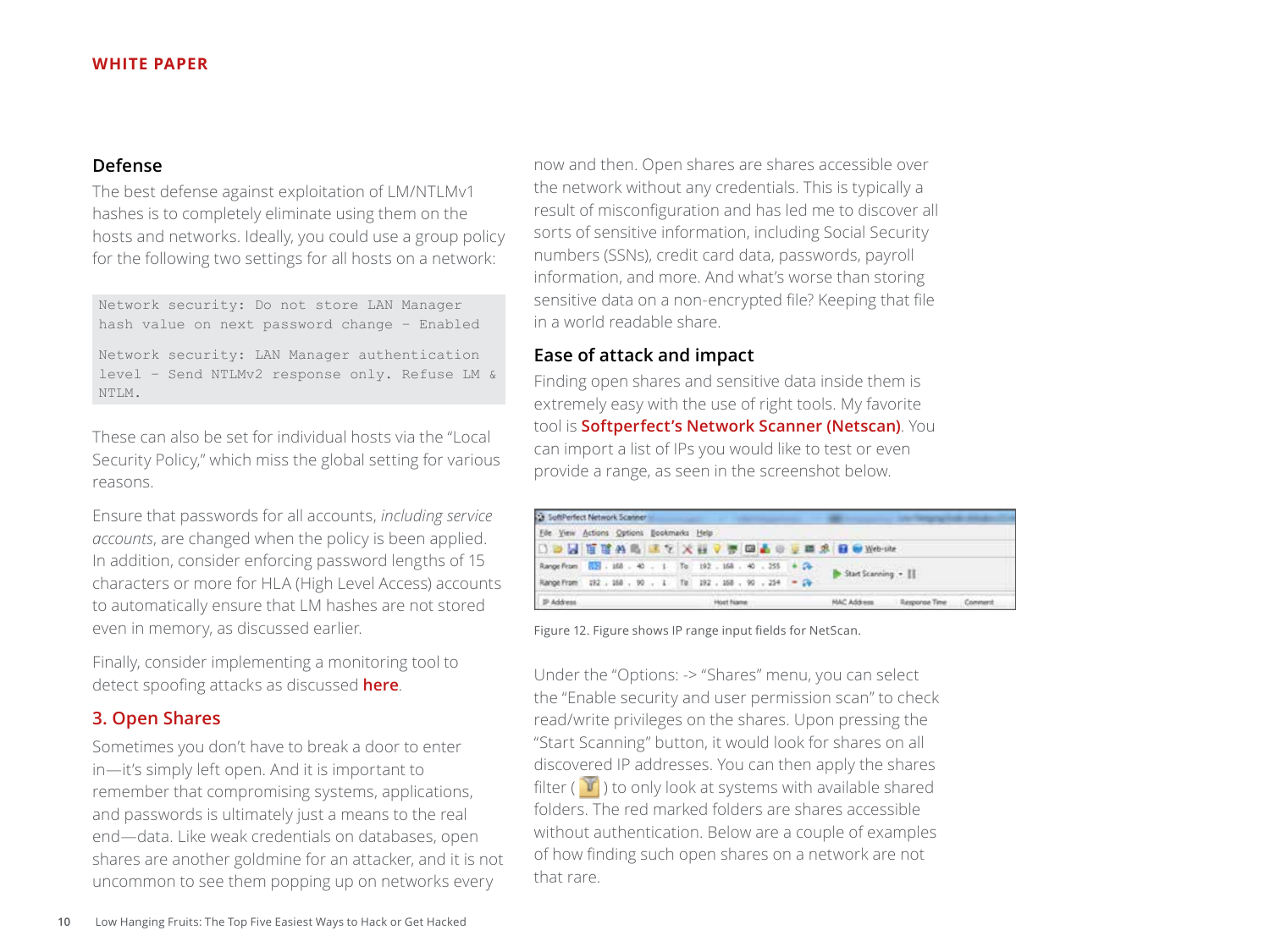## Defense

The best defense against exploitation of LM/NTLMv1 hashes is to completely eliminate using them on the hosts and networks. Ideally, you could use a group policy for the following two settings for all hosts on a network:

```
Network security: Do not store LAN Manager
hash value on next password change – Enabled

Network security: LAN Manager authentication
level – Send NTLMv2 response only. Refuse LM &
NTLM.
```

These can also be set for individual hosts via the "Local Security Policy," which miss the global setting for various reasons.

Ensure that passwords for all accounts, *including service accounts*, are changed when the policy is been applied. In addition, consider enforcing password lengths of 15 characters or more for HLA (High Level Access) accounts to automatically ensure that LM hashes are not stored even in memory, as discussed earlier.

Finally, consider implementing a monitoring tool to detect spoofing attacks as discussed **here**.

## 3. Open Shares

Sometimes you don't have to break a door to enter in—it's simply left open. And it is important to remember that compromising systems, applications, and passwords is ultimately just a means to the real end—data. Like weak credentials on databases, open shares are another goldmine for an attacker, and it is not uncommon to see them popping up on networks every now and then. Open shares are shares accessible over the network without any credentials. This is typically a result of misconfiguration and has led me to discover all sorts of sensitive information, including Social Security numbers (SSNs), credit card data, passwords, payroll information, and more. And what's worse than storing sensitive data on a non-encrypted file? Keeping that file in a world readable share.

### Ease of attack and impact

Finding open shares and sensitive data inside them is extremely easy with the use of right tools. My favorite tool is **Softperfect's Network Scanner (Netscan)**. You can import a list of IPs you would like to test or even provide a range, as seen in the screenshot below.

Figure 12. Figure shows IP range input fields for NetScan.

Under the "Options: -> "Shares" menu, you can select the "Enable security and user permission scan" to check read/write privileges on the shares. Upon pressing the "Start Scanning" button, it would look for shares on all discovered IP addresses. You can then apply the shares filter ( ) to only look at systems with available shared folders. The red marked folders are shares accessible without authentication. Below are a couple of examples of how finding such open shares on a network are not that rare.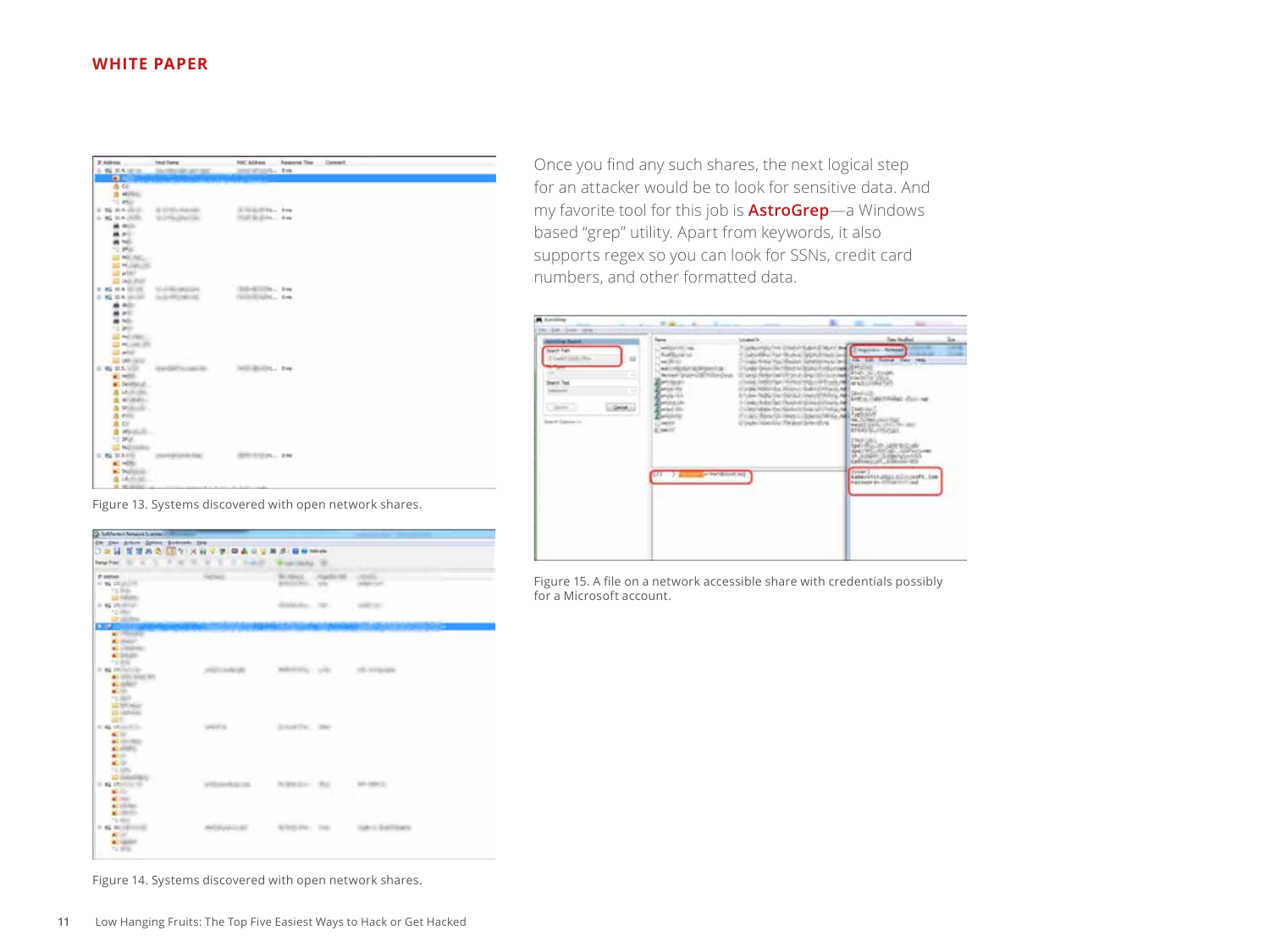Figure 13. Systems discovered with open network shares.

Figure 14. Systems discovered with open network shares.

Once you find any such shares, the next logical step for an attacker would be to look for sensitive data. And my favorite tool for this job is **AstroGrep**—a Windows based "grep" utility. Apart from keywords, it also supports regex so you can look for SSNs, credit card numbers, and other formatted data.

Figure 15. A file on a network accessible share with credentials possibly for a Microsoft account.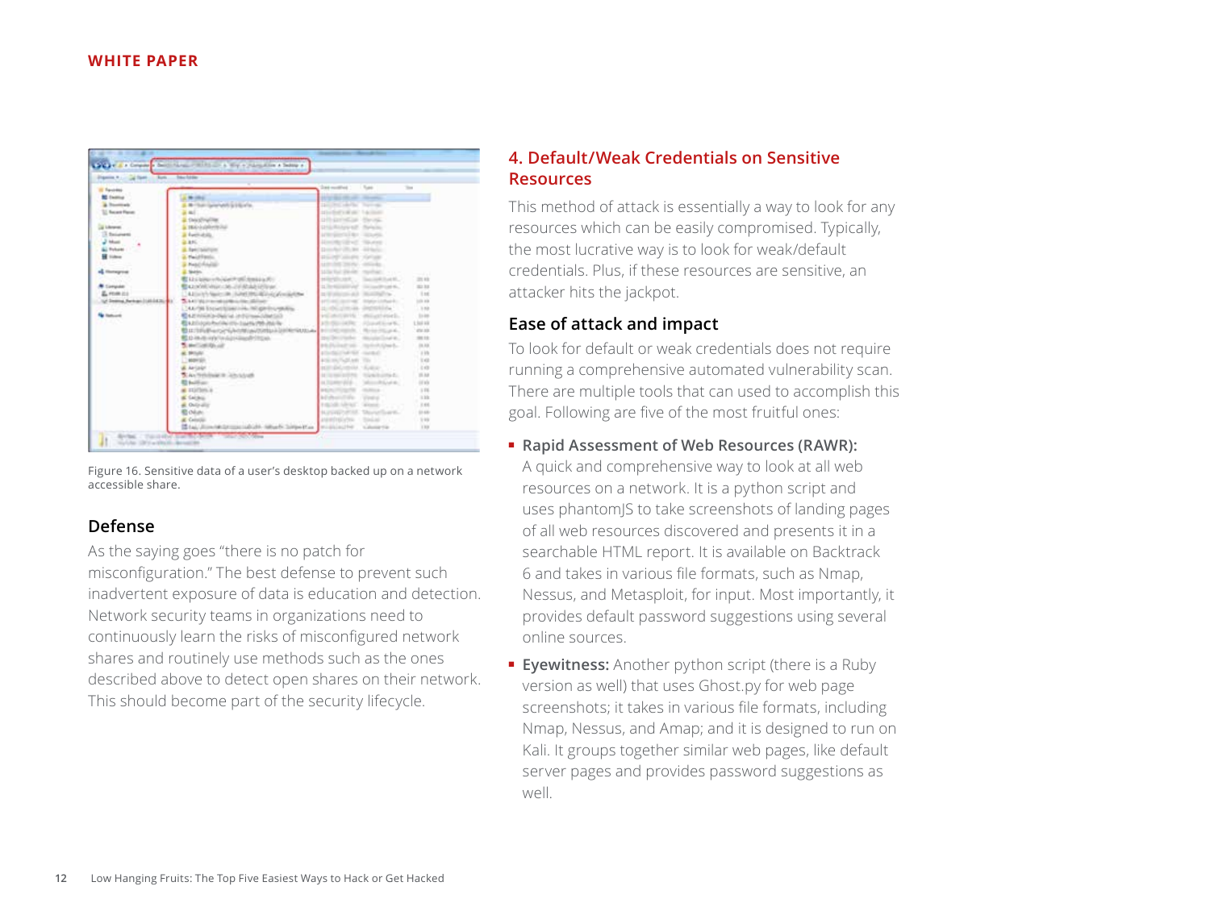Figure 16. Sensitive data of a user's desktop backed up on a network accessible share.

### Defense

As the saying goes "there is no patch for misconfiguration." The best defense to prevent such inadvertent exposure of data is education and detection. Network security teams in organizations need to continuously learn the risks of misconfigured network shares and routinely use methods such as the ones described above to detect open shares on their network. This should become part of the security lifecycle.

## 4. Default/Weak Credentials on Sensitive Resources

This method of attack is essentially a way to look for any resources which can be easily compromised. Typically, the most lucrative way is to look for weak/default credentials. Plus, if these resources are sensitive, an attacker hits the jackpot.

### Ease of attack and impact

To look for default or weak credentials does not require running a comprehensive automated vulnerability scan. There are multiple tools that can used to accomplish this goal. Following are five of the most fruitful ones:

- **Rapid Assessment of Web Resources (RAWR):** A quick and comprehensive way to look at all web resources on a network. It is a python script and uses phantomJS to take screenshots of landing pages of all web resources discovered and presents it in a searchable HTML report. It is available on Backtrack 6 and takes in various file formats, such as Nmap, Nessus, and Metasploit, for input. Most importantly, it provides default password suggestions using several online sources.
- **Eyewitness:** Another python script (there is a Ruby version as well) that uses Ghost.py for web page screenshots; it takes in various file formats, including Nmap, Nessus, and Amap; and it is designed to run on Kali. It groups together similar web pages, like default server pages and provides password suggestions as well.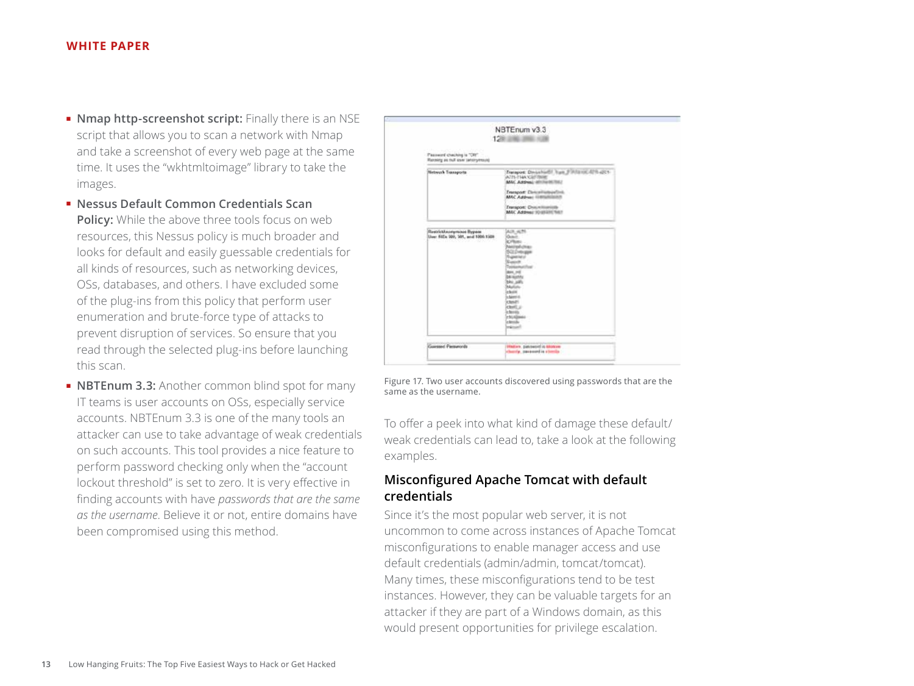- **Nmap http-screenshot script:** Finally there is an NSE script that allows you to scan a network with Nmap and take a screenshot of every web page at the same time. It uses the "wkhtmltoimage" library to take the images.
- **Nessus Default Common Credentials Scan Policy:** While the above three tools focus on web resources, this Nessus policy is much broader and looks for default and easily guessable credentials for all kinds of resources, such as networking devices, OSs, databases, and others. I have excluded some of the plug-ins from this policy that perform user enumeration and brute-force type of attacks to prevent disruption of services. So ensure that you read through the selected plug-ins before launching this scan.
- **NBTEnum 3.3:** Another common blind spot for many IT teams is user accounts on OSs, especially service accounts. NBTEnum 3.3 is one of the many tools an attacker can use to take advantage of weak credentials on such accounts. This tool provides a nice feature to perform password checking only when the "account lockout threshold" is set to zero. It is very effective in finding accounts with have *passwords that are the same as the username*. Believe it or not, entire domains have been compromised using this method.

Figure 17. Two user accounts discovered using passwords that are the same as the username.

To offer a peek into what kind of damage these default/weak credentials can lead to, take a look at the following examples.

### Misconfigured Apache Tomcat with default credentials

Since it's the most popular web server, it is not uncommon to come across instances of Apache Tomcat misconfigurations to enable manager access and use default credentials (admin/admin, tomcat/tomcat). Many times, these misconfigurations tend to be test instances. However, they can be valuable targets for an attacker if they are part of a Windows domain, as this would present opportunities for privilege escalation.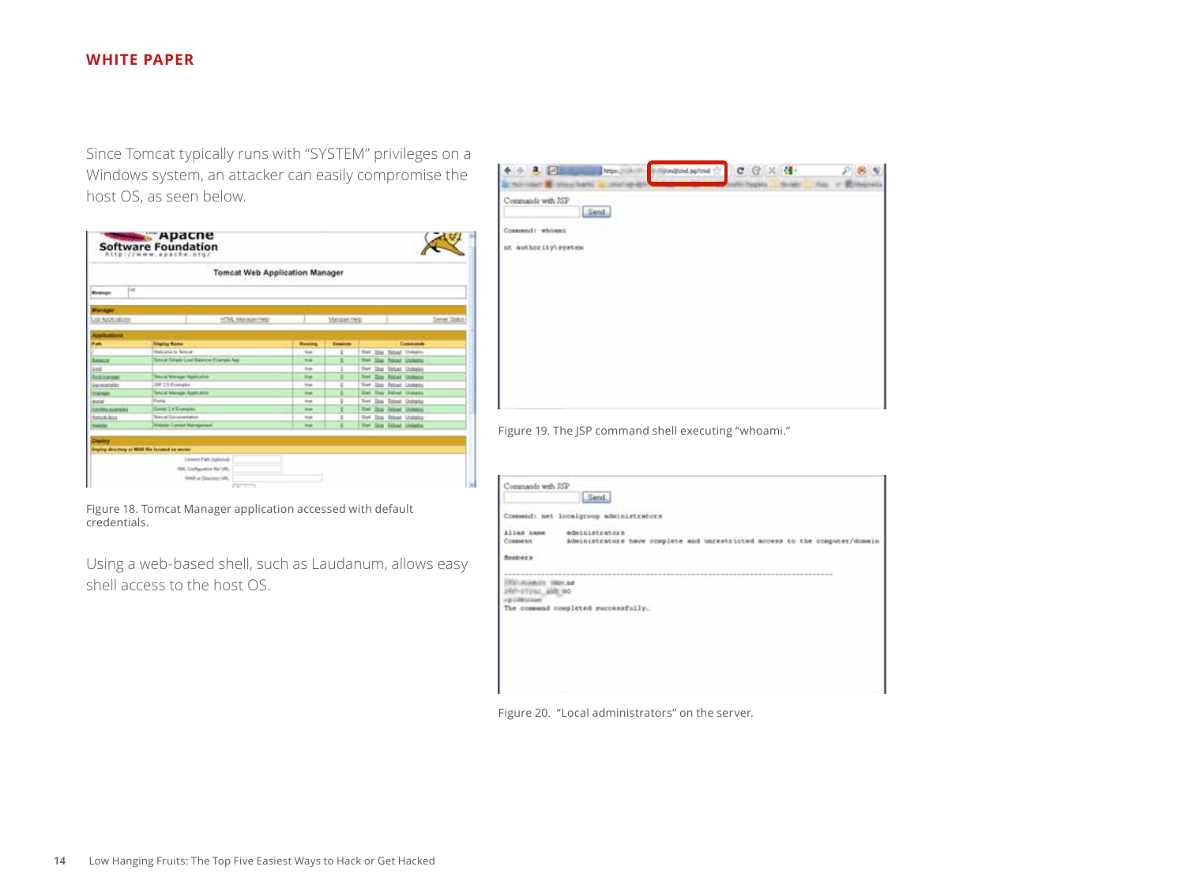Since Tomcat typically runs with "SYSTEM" privileges on a Windows system, an attacker can easily compromise the host OS, as seen below.

Figure 18. Tomcat Manager application accessed with default credentials.

Using a web-based shell, such as Laudanum, allows easy shell access to the host OS.

Figure 19. The JSP command shell executing "whoami."

Figure 20. "Local administrators" on the server.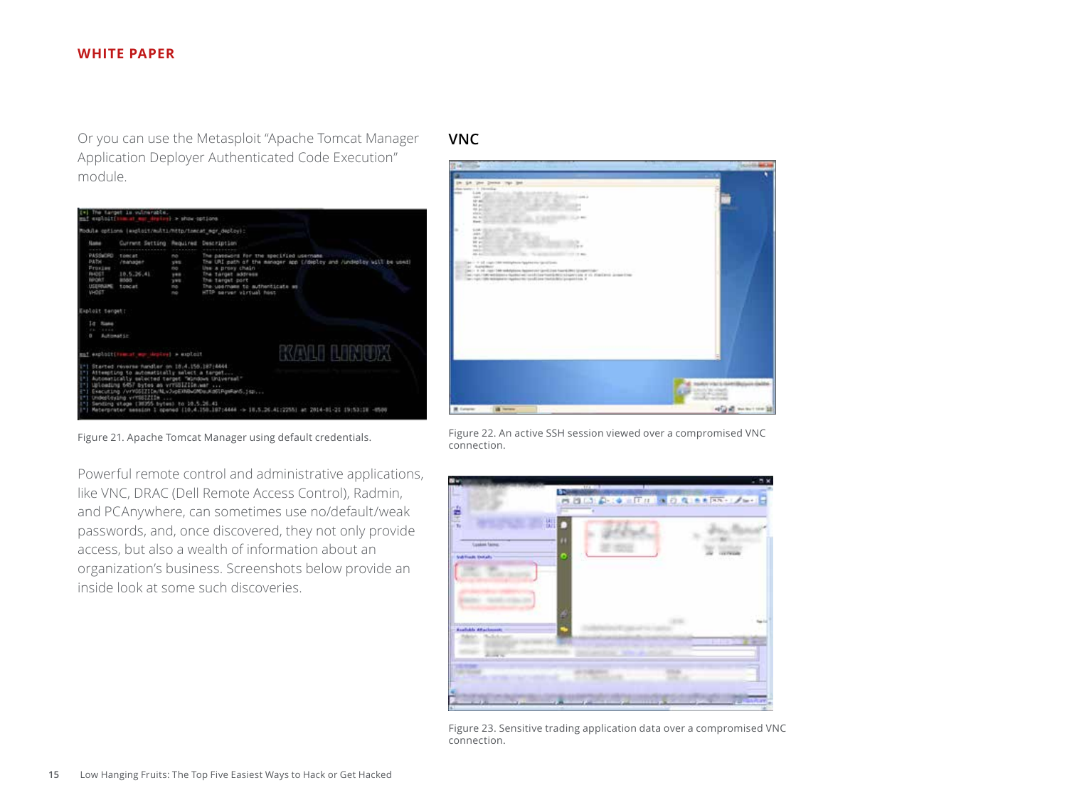Or you can use the Metasploit "Apache Tomcat Manager Application Deployer Authenticated Code Execution" module.

Figure 21. Apache Tomcat Manager using default credentials.

Powerful remote control and administrative applications, like VNC, DRAC (Dell Remote Access Control), Radmin, and PCAnywhere, can sometimes use no/default/weak passwords, and, once discovered, they not only provide access, but also a wealth of information about an organization's business. Screenshots below provide an inside look at some such discoveries.

## VNC

Figure 22. An active SSH session viewed over a compromised VNC connection.

Figure 23. Sensitive trading application data over a compromised VNC connection.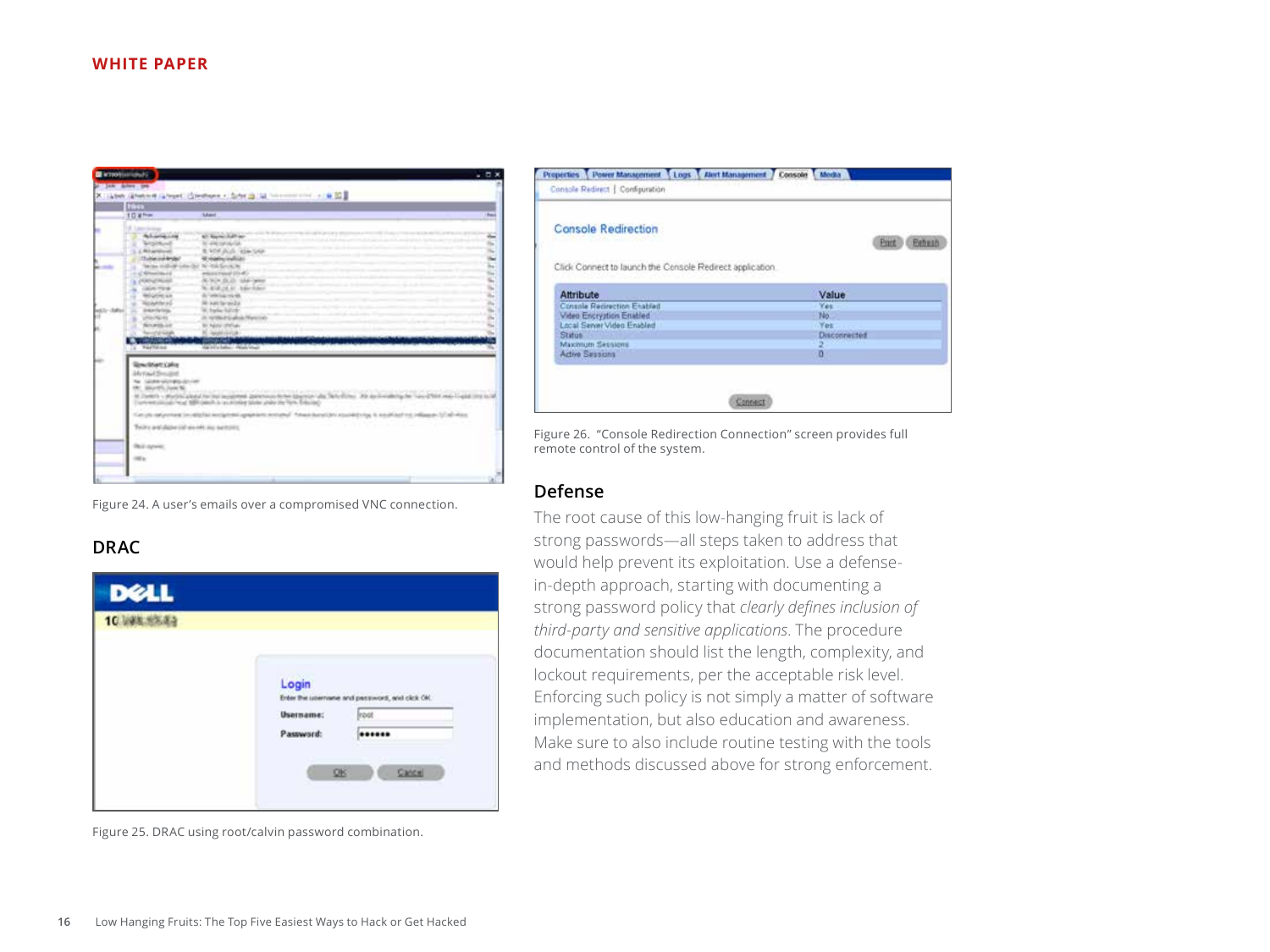Figure 24. A user's emails over a compromised VNC connection.

## DRAC

Figure 25. DRAC using root/calvin password combination.

Figure 26. "Console Redirection Connection" screen provides full remote control of the system.

## Defense

The root cause of this low-hanging fruit is lack of strong passwords—all steps taken to address that would help prevent its exploitation. Use a defense-in-depth approach, starting with documenting a strong password policy that *clearly defines inclusion of third-party and sensitive applications*. The procedure documentation should list the length, complexity, and lockout requirements, per the acceptable risk level. Enforcing such policy is not simply a matter of software implementation, but also education and awareness. Make sure to also include routine testing with the tools and methods discussed above for strong enforcement.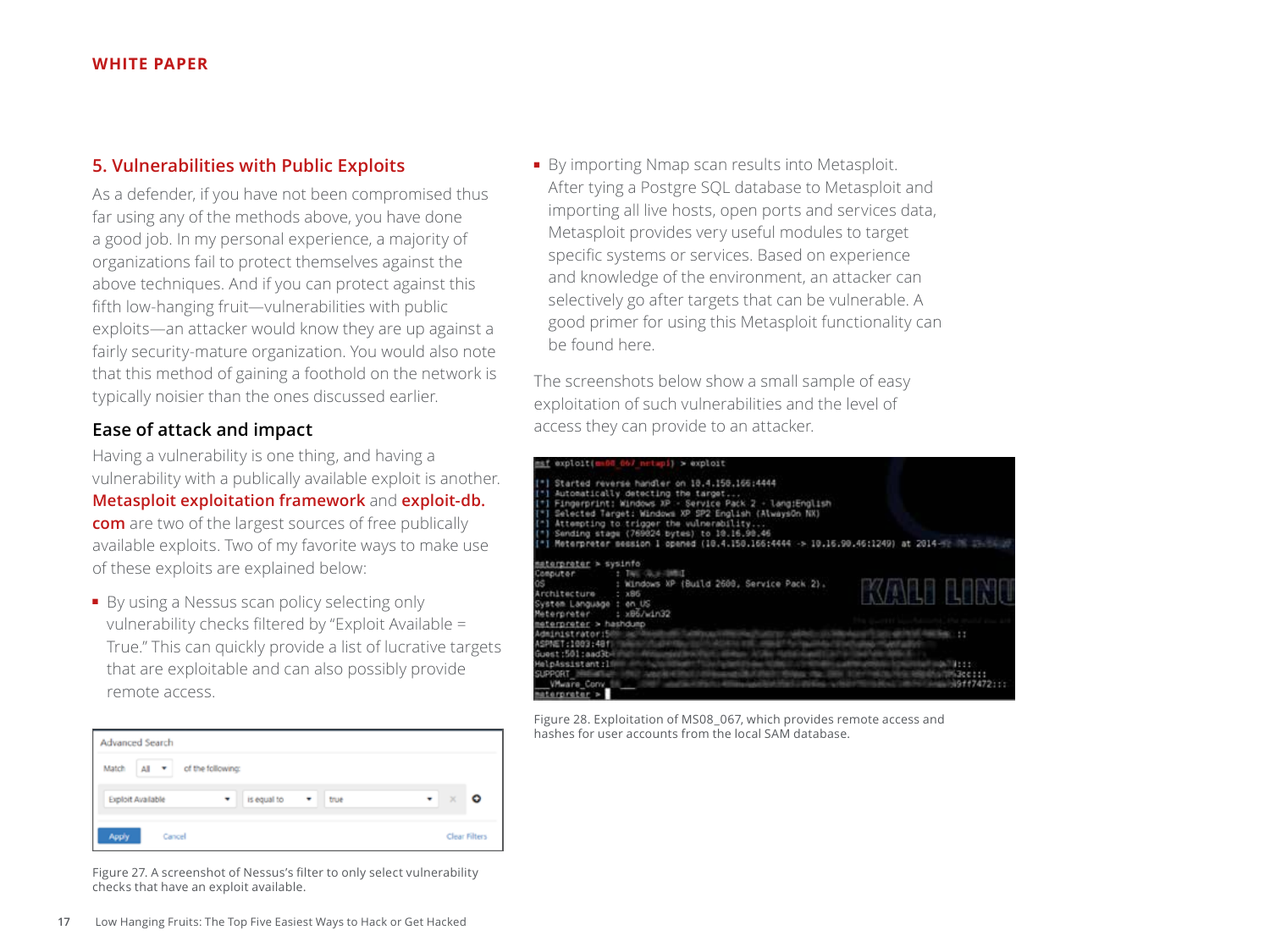## 5. Vulnerabilities with Public Exploits

As a defender, if you have not been compromised thus far using any of the methods above, you have done a good job. In my personal experience, a majority of organizations fail to protect themselves against the above techniques. And if you can protect against this fifth low-hanging fruit—vulnerabilities with public exploits—an attacker would know they are up against a fairly security-mature organization. You would also note that this method of gaining a foothold on the network is typically noisier than the ones discussed earlier.

### Ease of attack and impact

Having a vulnerability is one thing, and having a vulnerability with a publically available exploit is another. **Metasploit exploitation framework** and **exploit-db.com** are two of the largest sources of free publically available exploits. Two of my favorite ways to make use of these exploits are explained below:

- By using a Nessus scan policy selecting only vulnerability checks filtered by "Exploit Available = True." This can quickly provide a list of lucrative targets that are exploitable and can also possibly provide remote access.

Figure 27. A screenshot of Nessus's filter to only select vulnerability checks that have an exploit available.

- By importing Nmap scan results into Metasploit. After tying a Postgre SQL database to Metasploit and importing all live hosts, open ports and services data, Metasploit provides very useful modules to target specific systems or services. Based on experience and knowledge of the environment, an attacker can selectively go after targets that can be vulnerable. A good primer for using this Metasploit functionality can be found here.

The screenshots below show a small sample of easy exploitation of such vulnerabilities and the level of access they can provide to an attacker.

Figure 28. Exploitation of MS08_067, which provides remote access and hashes for user accounts from the local SAM database.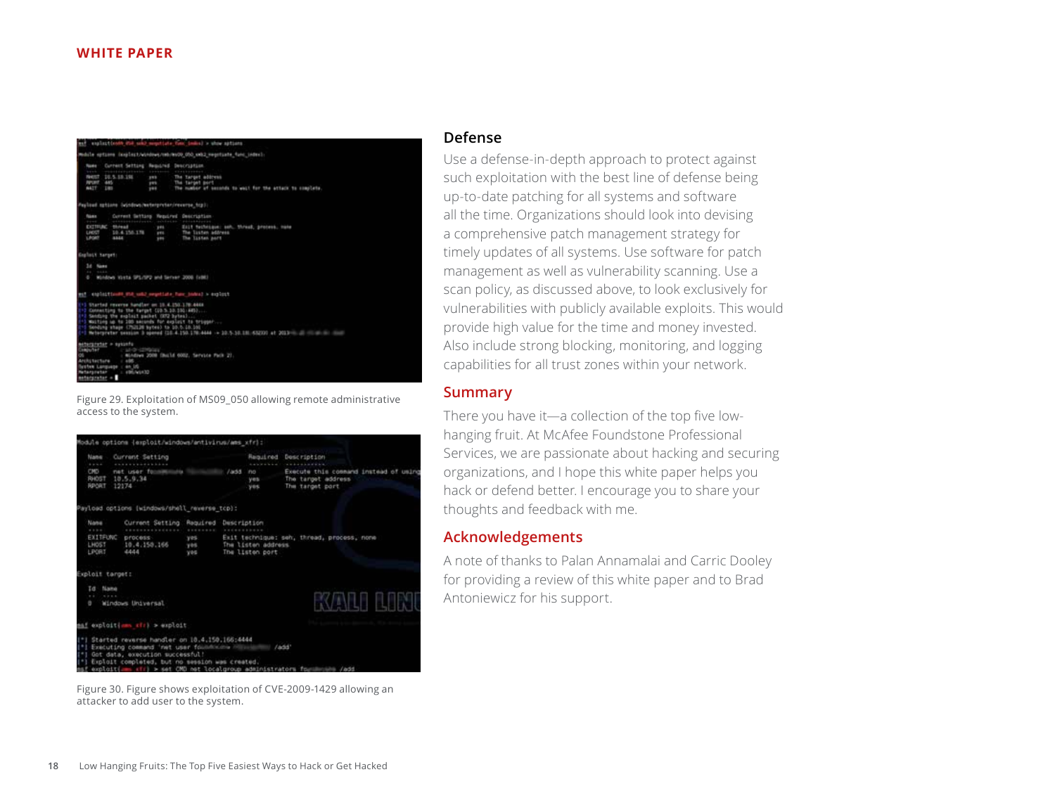Figure 29. Exploitation of MS09_050 allowing remote administrative access to the system.

Figure 30. Figure shows exploitation of CVE-2009-1429 allowing an attacker to add user to the system.

## Defense

Use a defense-in-depth approach to protect against such exploitation with the best line of defense being up-to-date patching for all systems and software all the time. Organizations should look into devising a comprehensive patch management strategy for timely updates of all systems. Use software for patch management as well as vulnerability scanning. Use a scan policy, as discussed above, to look exclusively for vulnerabilities with publicly available exploits. This would provide high value for the time and money invested. Also include strong blocking, monitoring, and logging capabilities for all trust zones within your network.

## Summary

There you have it—a collection of the top five low-hanging fruit. At McAfee Foundstone Professional Services, we are passionate about hacking and securing organizations, and I hope this white paper helps you hack or defend better. I encourage you to share your thoughts and feedback with me.

## Acknowledgements

A note of thanks to Palan Annamalai and Carric Dooley for providing a review of this white paper and to Brad Antoniewicz for his support.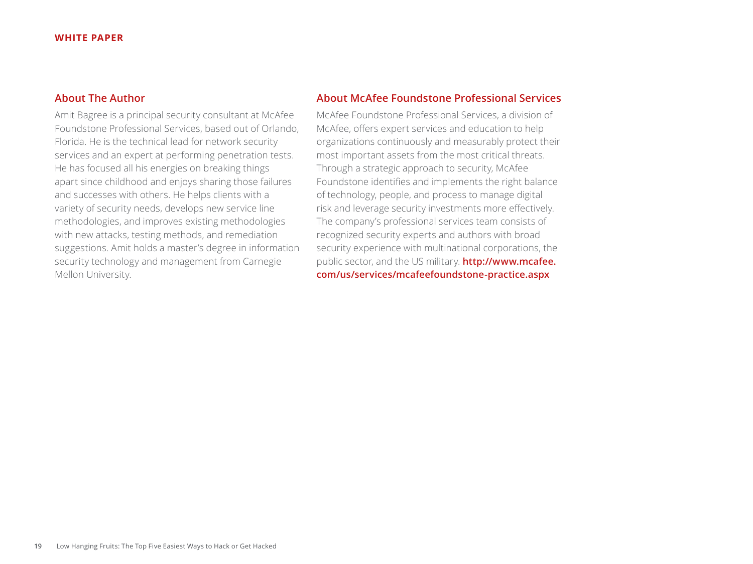## About The Author

Amit Bagree is a principal security consultant at McAfee Foundstone Professional Services, based out of Orlando, Florida. He is the technical lead for network security services and an expert at performing penetration tests. He has focused all his energies on breaking things apart since childhood and enjoys sharing those failures and successes with others. He helps clients with a variety of security needs, develops new service line methodologies, and improves existing methodologies with new attacks, testing methods, and remediation suggestions. Amit holds a master's degree in information security technology and management from Carnegie Mellon University.

## About McAfee Foundstone Professional Services

McAfee Foundstone Professional Services, a division of McAfee, offers expert services and education to help organizations continuously and measurably protect their most important assets from the most critical threats. Through a strategic approach to security, McAfee Foundstone identifies and implements the right balance of technology, people, and process to manage digital risk and leverage security investments more effectively. The company's professional services team consists of recognized security experts and authors with broad security experience with multinational corporations, the public sector, and the US military. **http://www.mcafee.com/us/services/mcafeefoundstone-practice.aspx**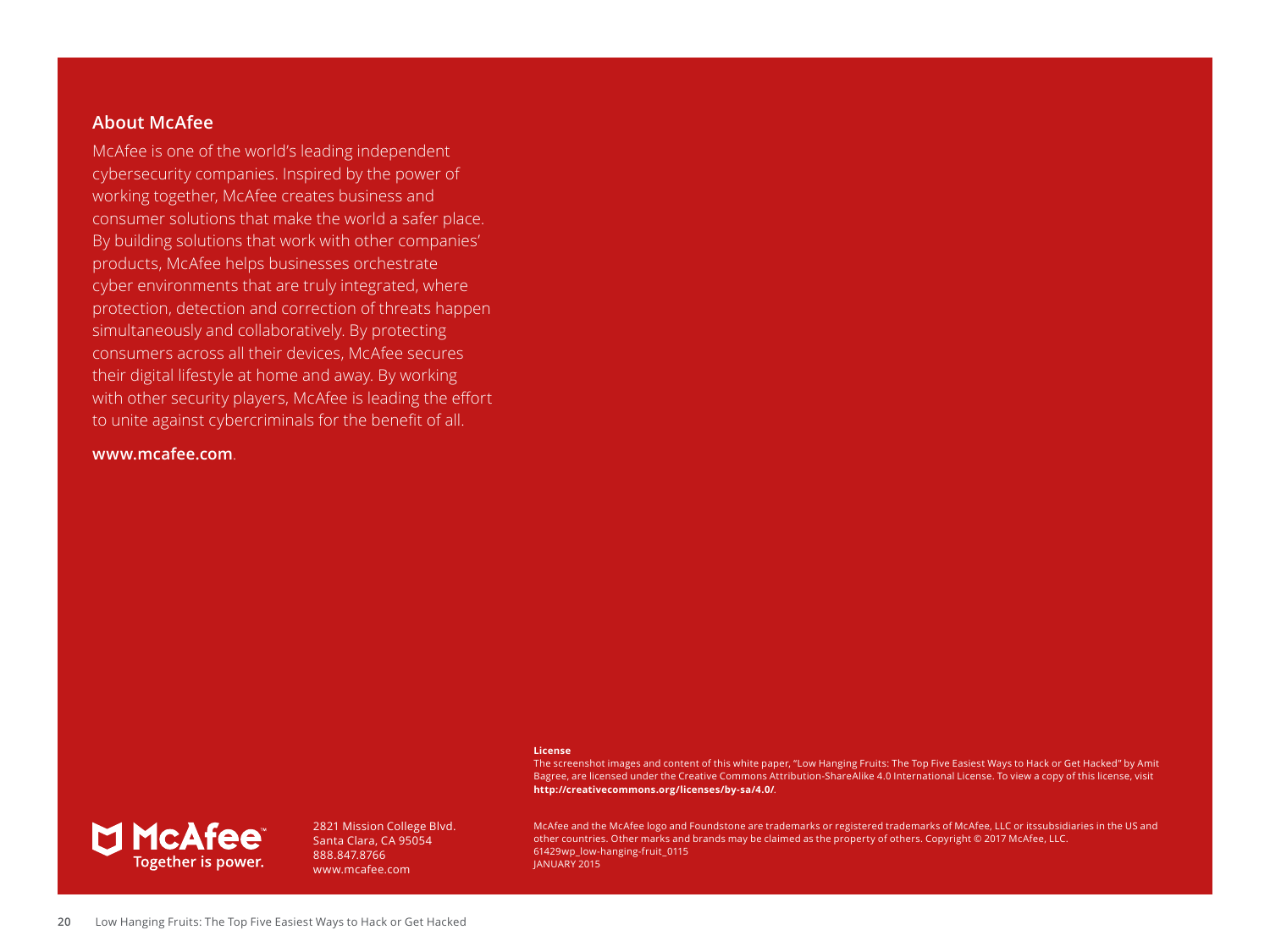## About McAfee

McAfee is one of the world's leading independent cybersecurity companies. Inspired by the power of working together, McAfee creates business and consumer solutions that make the world a safer place. By building solutions that work with other companies' products, McAfee helps businesses orchestrate cyber environments that are truly integrated, where protection, detection and correction of threats happen simultaneously and collaboratively. By protecting consumers across all their devices, McAfee secures their digital lifestyle at home and away. By working with other security players, McAfee is leading the effort to unite against cybercriminals for the benefit of all.

**www.mcafee.com**.

**License**

The screenshot images and content of this white paper, "Low Hanging Fruits: The Top Five Easiest Ways to Hack or Get Hacked" by Amit Bagree, are licensed under the Creative Commons Attribution-ShareAlike 4.0 International License. To view a copy of this license, visit **http://creativecommons.org/licenses/by-sa/4.0/**.

McAfee™
Together is power.

2821 Mission College Blvd.
Santa Clara, CA 95054
888.847.8766
www.mcafee.com

McAfee and the McAfee logo and Foundstone are trademarks or registered trademarks of McAfee, LLC or itssubsidiaries in the US and other countries. Other marks and brands may be claimed as the property of others. Copyright © 2017 McAfee, LLC.
61429wp_low-hanging-fruit_0115
JANUARY 2015